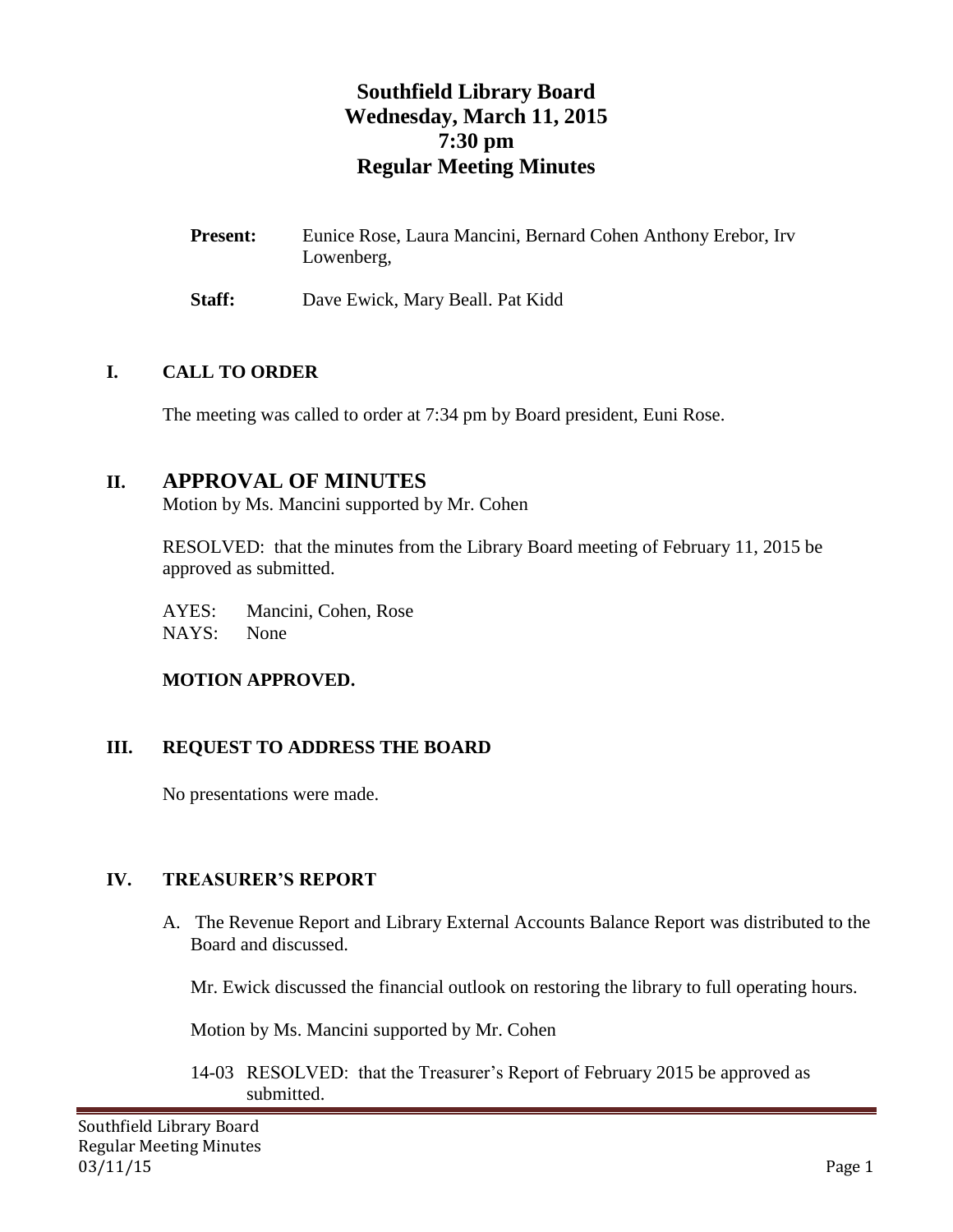# Southfield Library Board
# Wednesday, March 11, 2015
# 7:30 pm
# Regular Meeting Minutes

**Present:** Eunice Rose, Laura Mancini, Bernard Cohen Anthony Erebor, Irv Lowenberg,

**Staff:** Dave Ewick, Mary Beall. Pat Kidd

## I. CALL TO ORDER

The meeting was called to order at 7:34 pm by Board president, Euni Rose.

## II. APPROVAL OF MINUTES

Motion by Ms. Mancini supported by Mr. Cohen

RESOLVED: that the minutes from the Library Board meeting of February 11, 2015 be approved as submitted.

AYES: Mancini, Cohen, Rose
NAYS: None

**MOTION APPROVED.**

## III. REQUEST TO ADDRESS THE BOARD

No presentations were made.

## IV. TREASURER'S REPORT

A. The Revenue Report and Library External Accounts Balance Report was distributed to the Board and discussed.

Mr. Ewick discussed the financial outlook on restoring the library to full operating hours.

Motion by Ms. Mancini supported by Mr. Cohen

14-03 RESOLVED: that the Treasurer's Report of February 2015 be approved as submitted.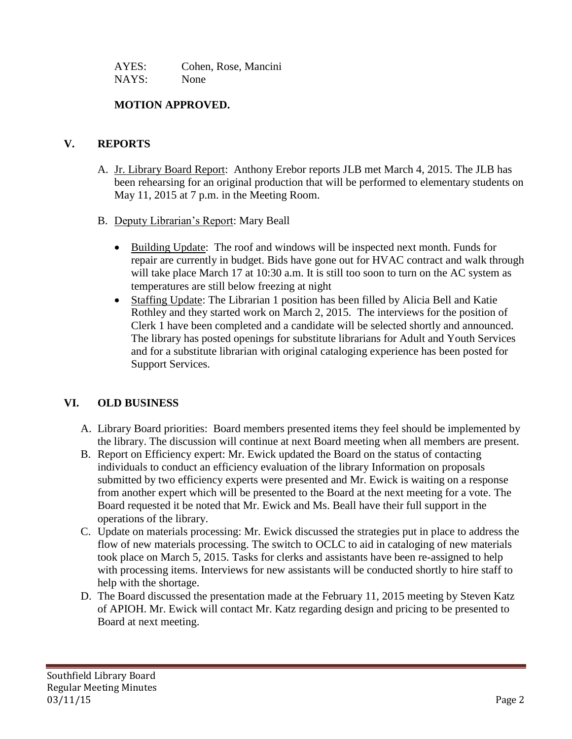AYES: Cohen, Rose, Mancini
NAYS: None

**MOTION APPROVED.**

## V. REPORTS

A. Jr. Library Board Report: Anthony Erebor reports JLB met March 4, 2015. The JLB has been rehearsing for an original production that will be performed to elementary students on May 11, 2015 at 7 p.m. in the Meeting Room.

B. Deputy Librarian's Report: Mary Beall

- Building Update: The roof and windows will be inspected next month. Funds for repair are currently in budget. Bids have gone out for HVAC contract and walk through will take place March 17 at 10:30 a.m. It is still too soon to turn on the AC system as temperatures are still below freezing at night
- Staffing Update: The Librarian 1 position has been filled by Alicia Bell and Katie Rothley and they started work on March 2, 2015. The interviews for the position of Clerk 1 have been completed and a candidate will be selected shortly and announced. The library has posted openings for substitute librarians for Adult and Youth Services and for a substitute librarian with original cataloging experience has been posted for Support Services.

## VI. OLD BUSINESS

A. Library Board priorities: Board members presented items they feel should be implemented by the library. The discussion will continue at next Board meeting when all members are present.

B. Report on Efficiency expert: Mr. Ewick updated the Board on the status of contacting individuals to conduct an efficiency evaluation of the library Information on proposals submitted by two efficiency experts were presented and Mr. Ewick is waiting on a response from another expert which will be presented to the Board at the next meeting for a vote. The Board requested it be noted that Mr. Ewick and Ms. Beall have their full support in the operations of the library.

C. Update on materials processing: Mr. Ewick discussed the strategies put in place to address the flow of new materials processing. The switch to OCLC to aid in cataloging of new materials took place on March 5, 2015. Tasks for clerks and assistants have been re-assigned to help with processing items. Interviews for new assistants will be conducted shortly to hire staff to help with the shortage.

D. The Board discussed the presentation made at the February 11, 2015 meeting by Steven Katz of APIOH. Mr. Ewick will contact Mr. Katz regarding design and pricing to be presented to Board at next meeting.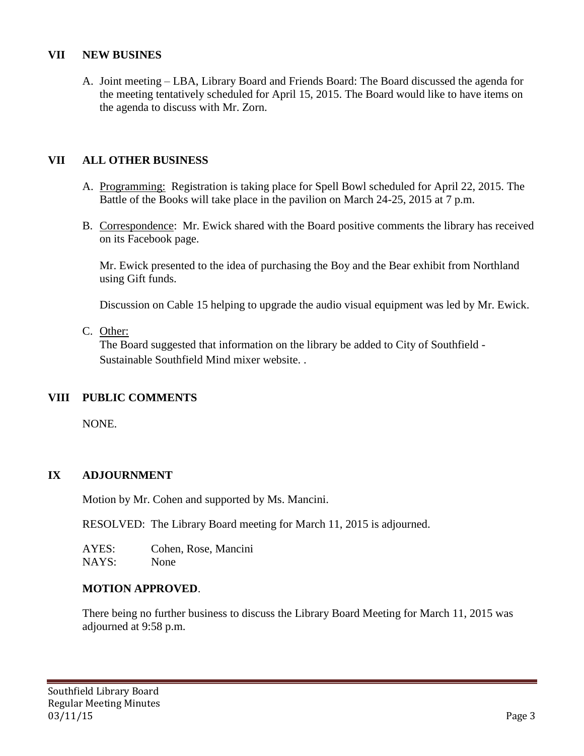## VII NEW BUSINES

A. Joint meeting – LBA, Library Board and Friends Board: The Board discussed the agenda for the meeting tentatively scheduled for April 15, 2015. The Board would like to have items on the agenda to discuss with Mr. Zorn.

## VII ALL OTHER BUSINESS

A. Programming: Registration is taking place for Spell Bowl scheduled for April 22, 2015. The Battle of the Books will take place in the pavilion on March 24-25, 2015 at 7 p.m.

B. Correspondence: Mr. Ewick shared with the Board positive comments the library has received on its Facebook page.

   Mr. Ewick presented to the idea of purchasing the Boy and the Bear exhibit from Northland using Gift funds.

   Discussion on Cable 15 helping to upgrade the audio visual equipment was led by Mr. Ewick.

C. Other:
   The Board suggested that information on the library be added to City of Southfield - Sustainable Southfield Mind mixer website. .

## VIII PUBLIC COMMENTS

NONE.

## IX ADJOURNMENT

Motion by Mr. Cohen and supported by Ms. Mancini.

RESOLVED: The Library Board meeting for March 11, 2015 is adjourned.

AYES: Cohen, Rose, Mancini
NAYS: None

**MOTION APPROVED**.

There being no further business to discuss the Library Board Meeting for March 11, 2015 was adjourned at 9:58 p.m.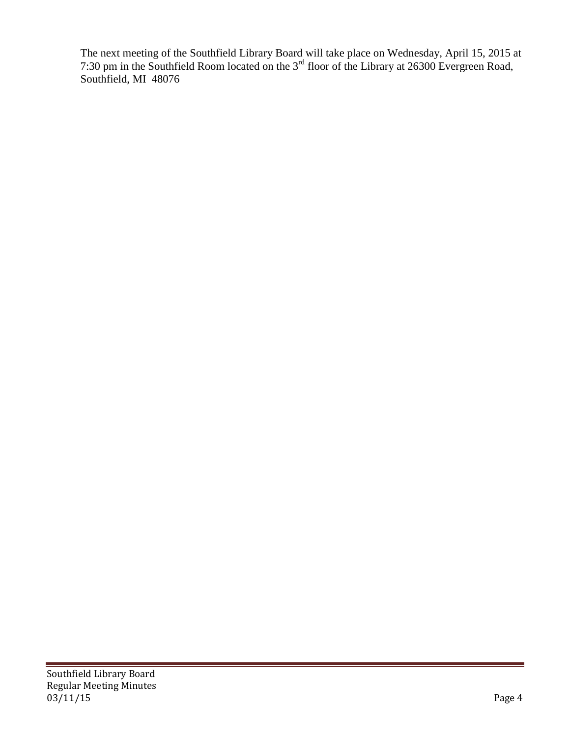The next meeting of the Southfield Library Board will take place on Wednesday, April 15, 2015 at 7:30 pm in the Southfield Room located on the 3rd floor of the Library at 26300 Evergreen Road, Southfield, MI 48076